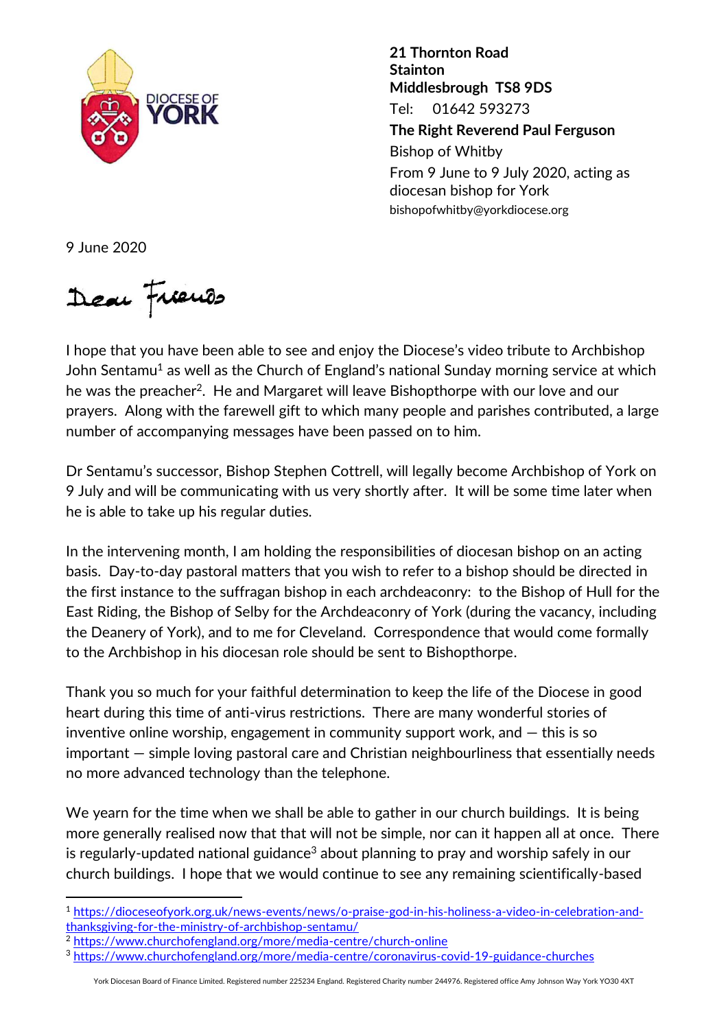**21 Thornton Road**
**Stainton**
**Middlesbrough TS8 9DS**
Tel: 01642 593273
**The Right Reverend Paul Ferguson**
Bishop of Whitby
From 9 June to 9 July 2020, acting as diocesan bishop for York
bishopofwhitby@yorkdiocese.org

9 June 2020

Dear Friends

I hope that you have been able to see and enjoy the Diocese's video tribute to Archbishop John Sentamu[1] as well as the Church of England's national Sunday morning service at which he was the preacher[2]. He and Margaret will leave Bishopthorpe with our love and our prayers. Along with the farewell gift to which many people and parishes contributed, a large number of accompanying messages have been passed on to him.

Dr Sentamu's successor, Bishop Stephen Cottrell, will legally become Archbishop of York on 9 July and will be communicating with us very shortly after. It will be some time later when he is able to take up his regular duties.

In the intervening month, I am holding the responsibilities of diocesan bishop on an acting basis. Day-to-day pastoral matters that you wish to refer to a bishop should be directed in the first instance to the suffragan bishop in each archdeaconry: to the Bishop of Hull for the East Riding, the Bishop of Selby for the Archdeaconry of York (during the vacancy, including the Deanery of York), and to me for Cleveland. Correspondence that would come formally to the Archbishop in his diocesan role should be sent to Bishopthorpe.

Thank you so much for your faithful determination to keep the life of the Diocese in good heart during this time of anti-virus restrictions. There are many wonderful stories of inventive online worship, engagement in community support work, and — this is so important — simple loving pastoral care and Christian neighbourliness that essentially needs no more advanced technology than the telephone.

We yearn for the time when we shall be able to gather in our church buildings. It is being more generally realised now that that will not be simple, nor can it happen all at once. There is regularly-updated national guidance[3] about planning to pray and worship safely in our church buildings. I hope that we would continue to see any remaining scientifically-based

---

[1] https://dioceseofyork.org.uk/news-events/news/o-praise-god-in-his-holiness-a-video-in-celebration-and-thanksgiving-for-the-ministry-of-archbishop-sentamu/
[2] https://www.churchofengland.org/more/media-centre/church-online
[3] https://www.churchofengland.org/more/media-centre/coronavirus-covid-19-guidance-churches

York Diocesan Board of Finance Limited. Registered number 225234 England. Registered Charity number 244976. Registered office Amy Johnson Way York YO30 4XT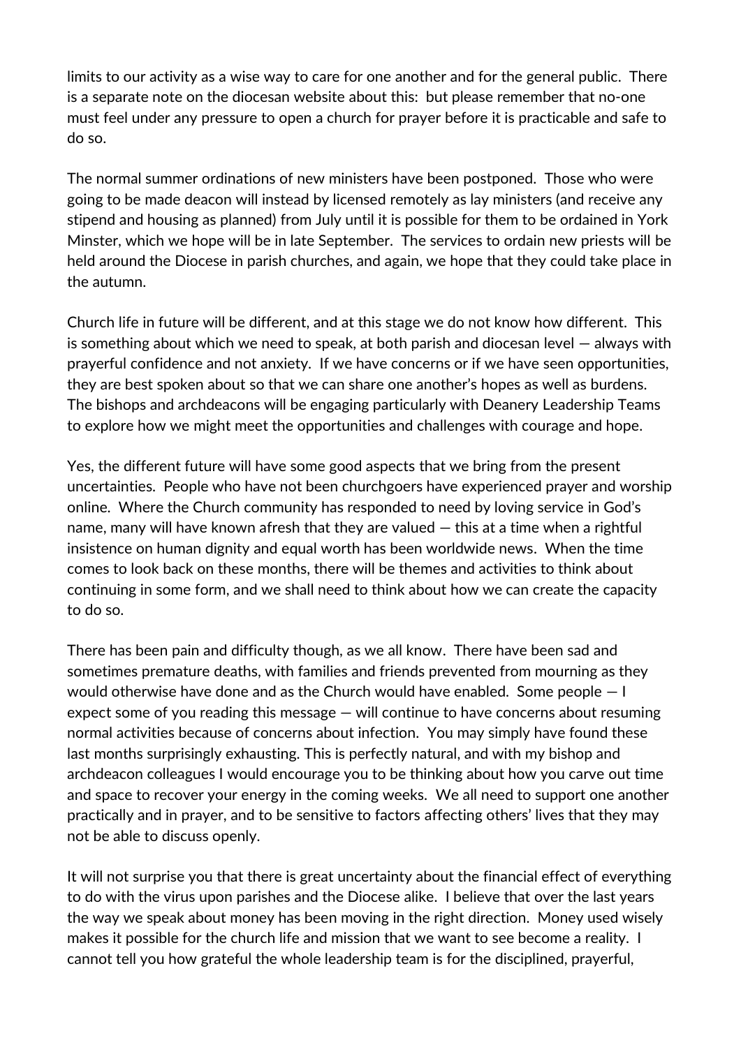limits to our activity as a wise way to care for one another and for the general public. There is a separate note on the diocesan website about this: but please remember that no-one must feel under any pressure to open a church for prayer before it is practicable and safe to do so.

The normal summer ordinations of new ministers have been postponed. Those who were going to be made deacon will instead by licensed remotely as lay ministers (and receive any stipend and housing as planned) from July until it is possible for them to be ordained in York Minster, which we hope will be in late September. The services to ordain new priests will be held around the Diocese in parish churches, and again, we hope that they could take place in the autumn.

Church life in future will be different, and at this stage we do not know how different. This is something about which we need to speak, at both parish and diocesan level — always with prayerful confidence and not anxiety. If we have concerns or if we have seen opportunities, they are best spoken about so that we can share one another's hopes as well as burdens. The bishops and archdeacons will be engaging particularly with Deanery Leadership Teams to explore how we might meet the opportunities and challenges with courage and hope.

Yes, the different future will have some good aspects that we bring from the present uncertainties. People who have not been churchgoers have experienced prayer and worship online. Where the Church community has responded to need by loving service in God's name, many will have known afresh that they are valued — this at a time when a rightful insistence on human dignity and equal worth has been worldwide news. When the time comes to look back on these months, there will be themes and activities to think about continuing in some form, and we shall need to think about how we can create the capacity to do so.

There has been pain and difficulty though, as we all know. There have been sad and sometimes premature deaths, with families and friends prevented from mourning as they would otherwise have done and as the Church would have enabled. Some people — I expect some of you reading this message — will continue to have concerns about resuming normal activities because of concerns about infection. You may simply have found these last months surprisingly exhausting. This is perfectly natural, and with my bishop and archdeacon colleagues I would encourage you to be thinking about how you carve out time and space to recover your energy in the coming weeks. We all need to support one another practically and in prayer, and to be sensitive to factors affecting others' lives that they may not be able to discuss openly.

It will not surprise you that there is great uncertainty about the financial effect of everything to do with the virus upon parishes and the Diocese alike. I believe that over the last years the way we speak about money has been moving in the right direction. Money used wisely makes it possible for the church life and mission that we want to see become a reality. I cannot tell you how grateful the whole leadership team is for the disciplined, prayerful,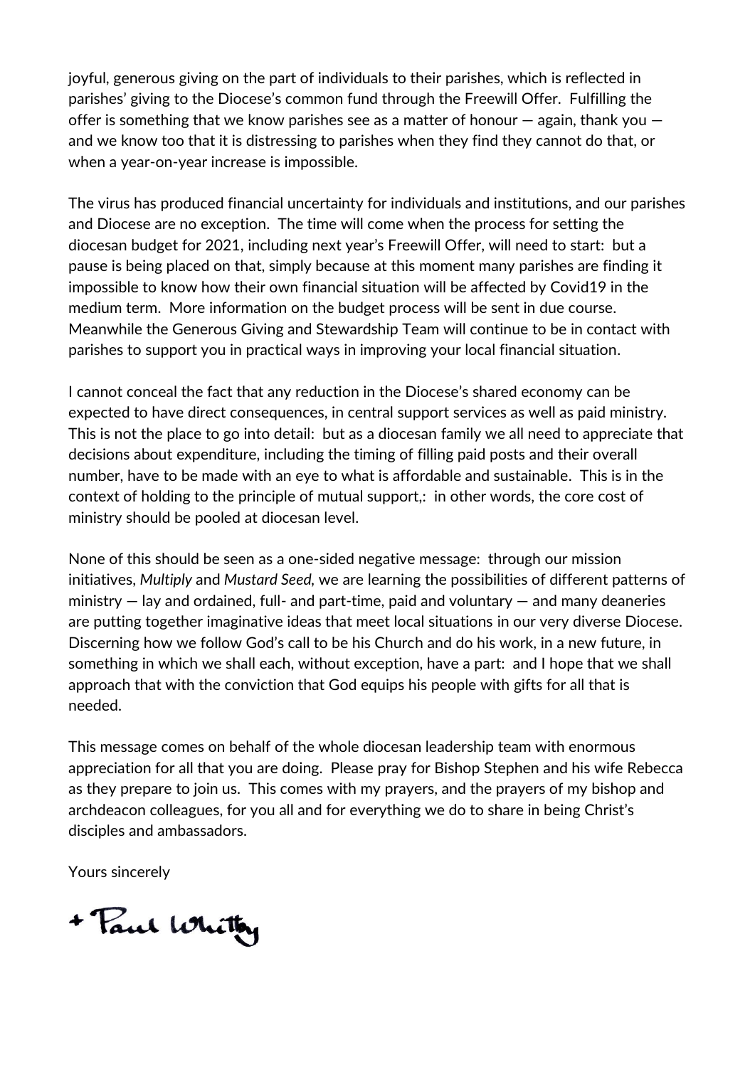joyful, generous giving on the part of individuals to their parishes, which is reflected in parishes' giving to the Diocese's common fund through the Freewill Offer. Fulfilling the offer is something that we know parishes see as a matter of honour — again, thank you — and we know too that it is distressing to parishes when they find they cannot do that, or when a year-on-year increase is impossible.

The virus has produced financial uncertainty for individuals and institutions, and our parishes and Diocese are no exception. The time will come when the process for setting the diocesan budget for 2021, including next year's Freewill Offer, will need to start: but a pause is being placed on that, simply because at this moment many parishes are finding it impossible to know how their own financial situation will be affected by Covid19 in the medium term. More information on the budget process will be sent in due course. Meanwhile the Generous Giving and Stewardship Team will continue to be in contact with parishes to support you in practical ways in improving your local financial situation.

I cannot conceal the fact that any reduction in the Diocese's shared economy can be expected to have direct consequences, in central support services as well as paid ministry. This is not the place to go into detail: but as a diocesan family we all need to appreciate that decisions about expenditure, including the timing of filling paid posts and their overall number, have to be made with an eye to what is affordable and sustainable. This is in the context of holding to the principle of mutual support,: in other words, the core cost of ministry should be pooled at diocesan level.

None of this should be seen as a one-sided negative message: through our mission initiatives, *Multiply* and *Mustard Seed*, we are learning the possibilities of different patterns of ministry — lay and ordained, full- and part-time, paid and voluntary — and many deaneries are putting together imaginative ideas that meet local situations in our very diverse Diocese. Discerning how we follow God's call to be his Church and do his work, in a new future, in something in which we shall each, without exception, have a part: and I hope that we shall approach that with the conviction that God equips his people with gifts for all that is needed.

This message comes on behalf of the whole diocesan leadership team with enormous appreciation for all that you are doing. Please pray for Bishop Stephen and his wife Rebecca as they prepare to join us. This comes with my prayers, and the prayers of my bishop and archdeacon colleagues, for you all and for everything we do to share in being Christ's disciples and ambassadors.

Yours sincerely

+ Paul Whitby